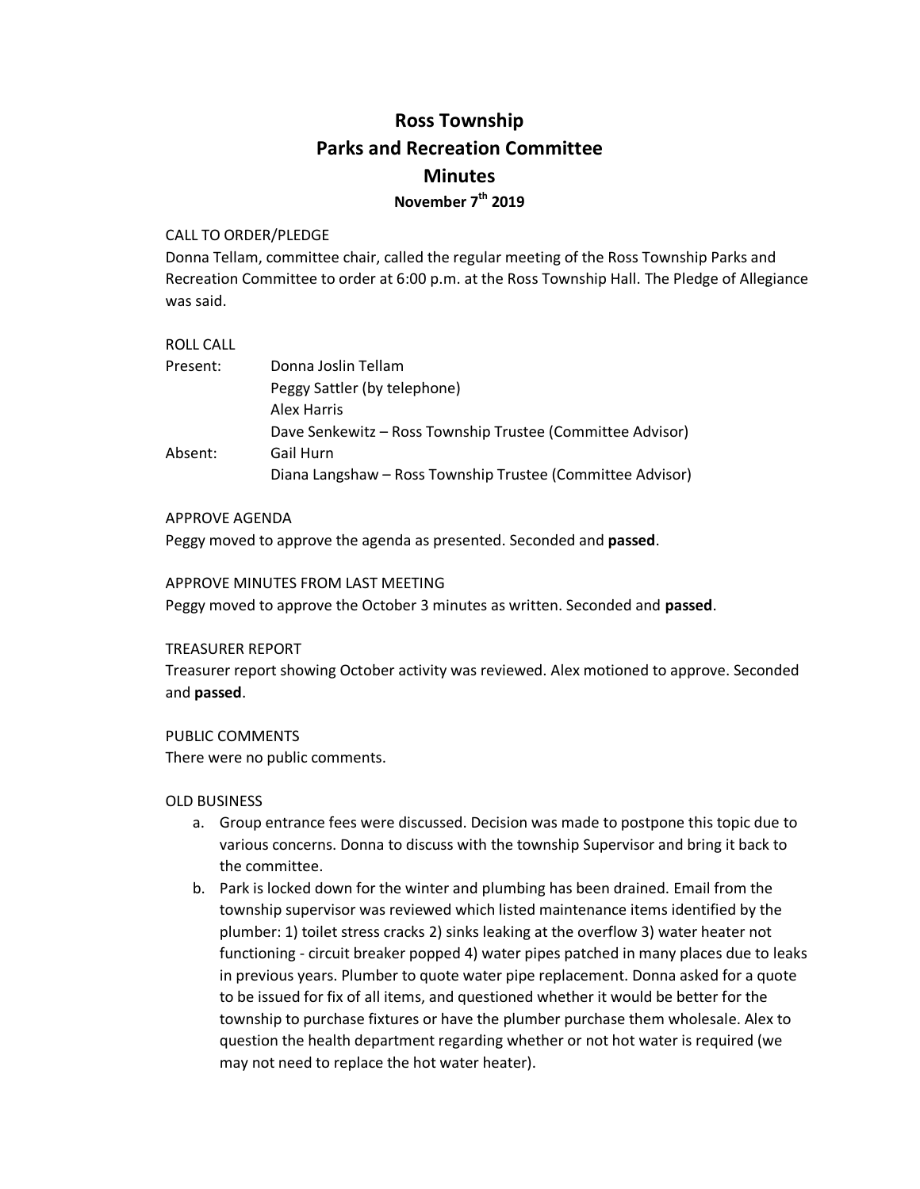# Ross Township
# Parks and Recreation Committee
# Minutes
### November 7th 2019

CALL TO ORDER/PLEDGE

Donna Tellam, committee chair, called the regular meeting of the Ross Township Parks and Recreation Committee to order at 6:00 p.m. at the Ross Township Hall. The Pledge of Allegiance was said.

ROLL CALL

| | |
|---|---|
| Present: | Donna Joslin Tellam |
| | Peggy Sattler (by telephone) |
| | Alex Harris |
| | Dave Senkewitz – Ross Township Trustee (Committee Advisor) |
| Absent: | Gail Hurn |
| | Diana Langshaw – Ross Township Trustee (Committee Advisor) |

APPROVE AGENDA

Peggy moved to approve the agenda as presented. Seconded and **passed**.

APPROVE MINUTES FROM LAST MEETING

Peggy moved to approve the October 3 minutes as written. Seconded and **passed**.

TREASURER REPORT

Treasurer report showing October activity was reviewed. Alex motioned to approve. Seconded and **passed**.

PUBLIC COMMENTS

There were no public comments.

OLD BUSINESS

a. Group entrance fees were discussed. Decision was made to postpone this topic due to various concerns. Donna to discuss with the township Supervisor and bring it back to the committee.
b. Park is locked down for the winter and plumbing has been drained. Email from the township supervisor was reviewed which listed maintenance items identified by the plumber: 1) toilet stress cracks 2) sinks leaking at the overflow 3) water heater not functioning - circuit breaker popped 4) water pipes patched in many places due to leaks in previous years. Plumber to quote water pipe replacement. Donna asked for a quote to be issued for fix of all items, and questioned whether it would be better for the township to purchase fixtures or have the plumber purchase them wholesale. Alex to question the health department regarding whether or not hot water is required (we may not need to replace the hot water heater).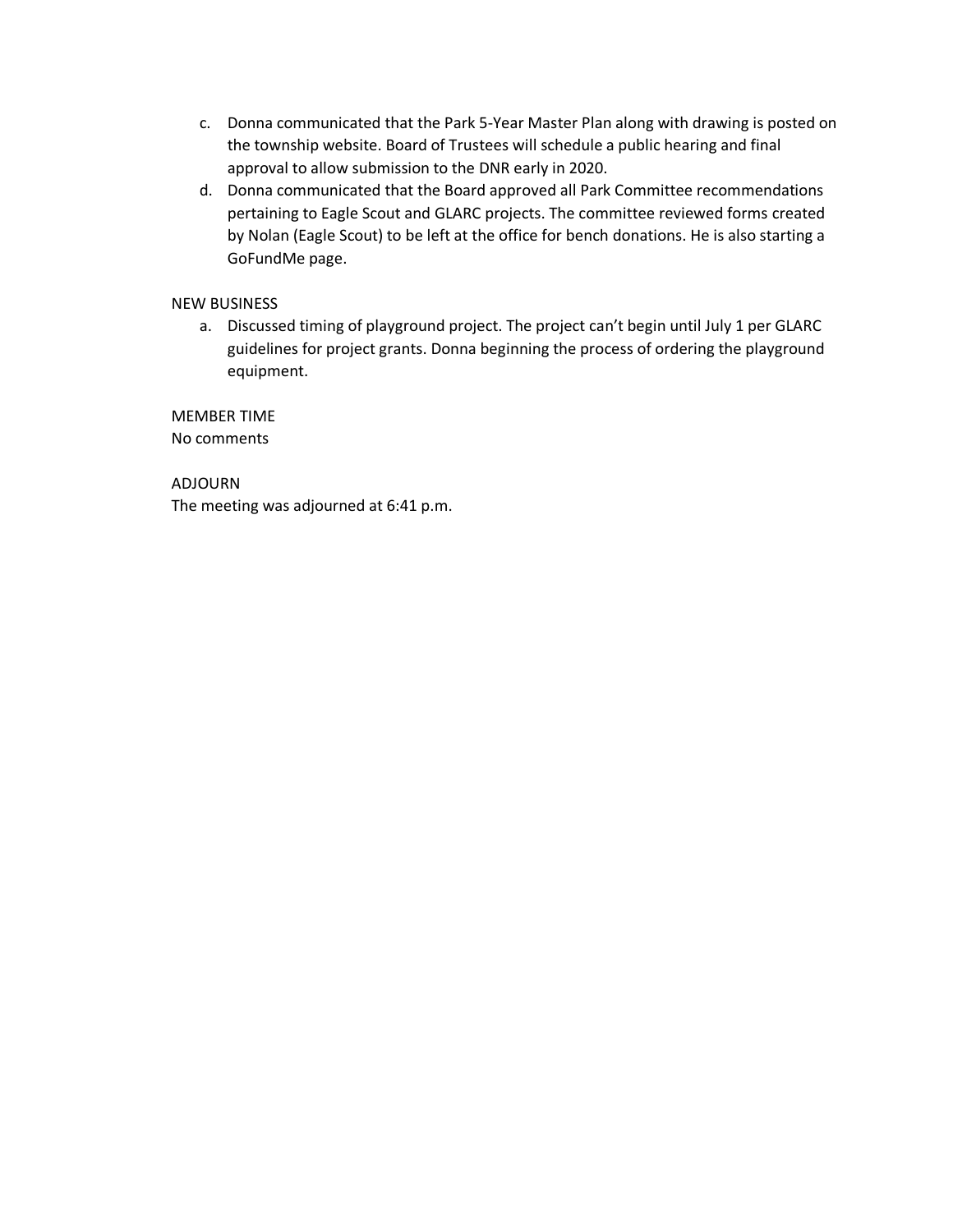c. Donna communicated that the Park 5-Year Master Plan along with drawing is posted on the township website. Board of Trustees will schedule a public hearing and final approval to allow submission to the DNR early in 2020.
d. Donna communicated that the Board approved all Park Committee recommendations pertaining to Eagle Scout and GLARC projects. The committee reviewed forms created by Nolan (Eagle Scout) to be left at the office for bench donations. He is also starting a GoFundMe page.

NEW BUSINESS

a. Discussed timing of playground project. The project can't begin until July 1 per GLARC guidelines for project grants. Donna beginning the process of ordering the playground equipment.

MEMBER TIME

No comments

ADJOURN

The meeting was adjourned at 6:41 p.m.